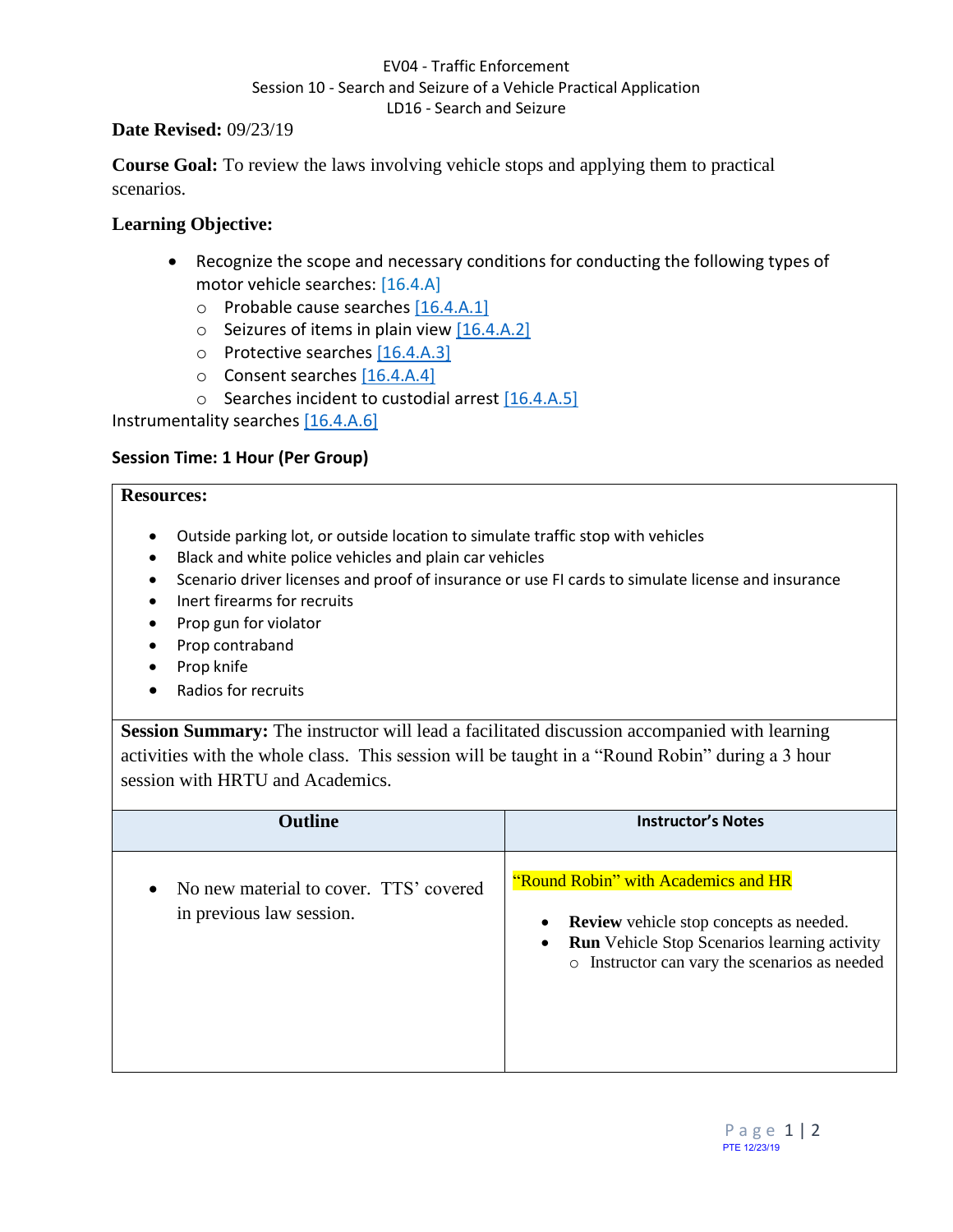EV04 - Traffic Enforcement
Session 10 - Search and Seizure of a Vehicle Practical Application
LD16 - Search and Seizure

**Date Revised:** 09/23/19

**Course Goal:** To review the laws involving vehicle stops and applying them to practical scenarios.

**Learning Objective:**

- Recognize the scope and necessary conditions for conducting the following types of motor vehicle searches: [16.4.A]
  - Probable cause searches [16.4.A.1]
  - Seizures of items in plain view [16.4.A.2]
  - Protective searches [16.4.A.3]
  - Consent searches [16.4.A.4]
  - Searches incident to custodial arrest [16.4.A.5]

Instrumentality searches [16.4.A.6]

**Session Time: 1 Hour (Per Group)**

**Resources:**

- Outside parking lot, or outside location to simulate traffic stop with vehicles
- Black and white police vehicles and plain car vehicles
- Scenario driver licenses and proof of insurance or use FI cards to simulate license and insurance
- Inert firearms for recruits
- Prop gun for violator
- Prop contraband
- Prop knife
- Radios for recruits

**Session Summary:** The instructor will lead a facilitated discussion accompanied with learning activities with the whole class. This session will be taught in a "Round Robin" during a 3 hour session with HRTU and Academics.

| Outline | Instructor's Notes |
|---|---|
| • No new material to cover. TTS' covered in previous law session. | "Round Robin" with Academics and HR<br>• **Review** vehicle stop concepts as needed.<br>• **Run** Vehicle Stop Scenarios learning activity<br>  ○ Instructor can vary the scenarios as needed |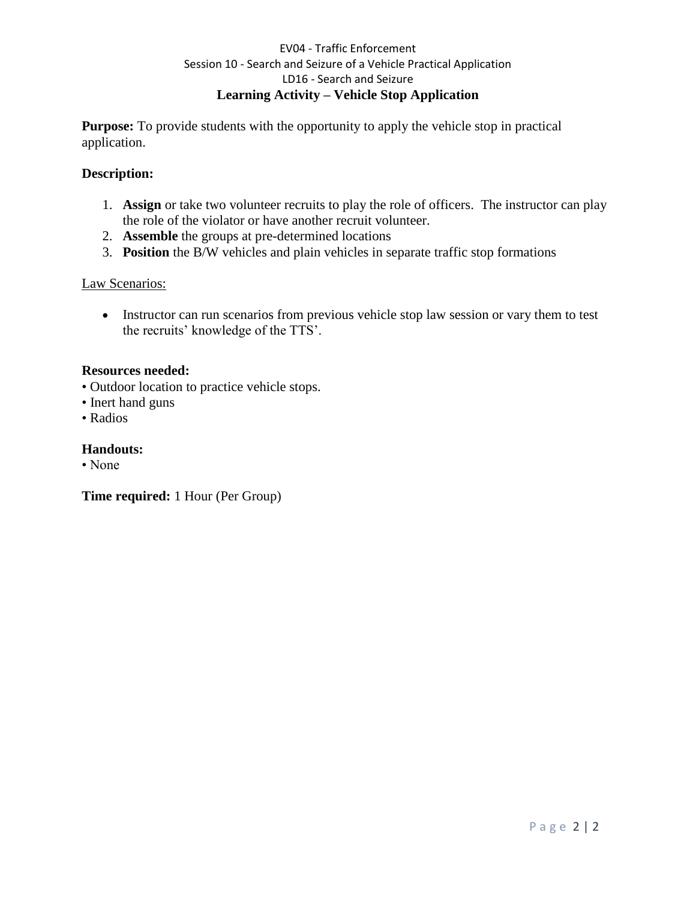EV04 - Traffic Enforcement
Session 10 - Search and Seizure of a Vehicle Practical Application
LD16 - Search and Seizure

## Learning Activity – Vehicle Stop Application

**Purpose:** To provide students with the opportunity to apply the vehicle stop in practical application.

**Description:**

1. **Assign** or take two volunteer recruits to play the role of officers. The instructor can play the role of the violator or have another recruit volunteer.
2. **Assemble** the groups at pre-determined locations
3. **Position** the B/W vehicles and plain vehicles in separate traffic stop formations

<u>Law Scenarios:</u>

- Instructor can run scenarios from previous vehicle stop law session or vary them to test the recruits' knowledge of the TTS'.

**Resources needed:**
- Outdoor location to practice vehicle stops.
- Inert hand guns
- Radios

**Handouts:**
- None

**Time required:** 1 Hour (Per Group)